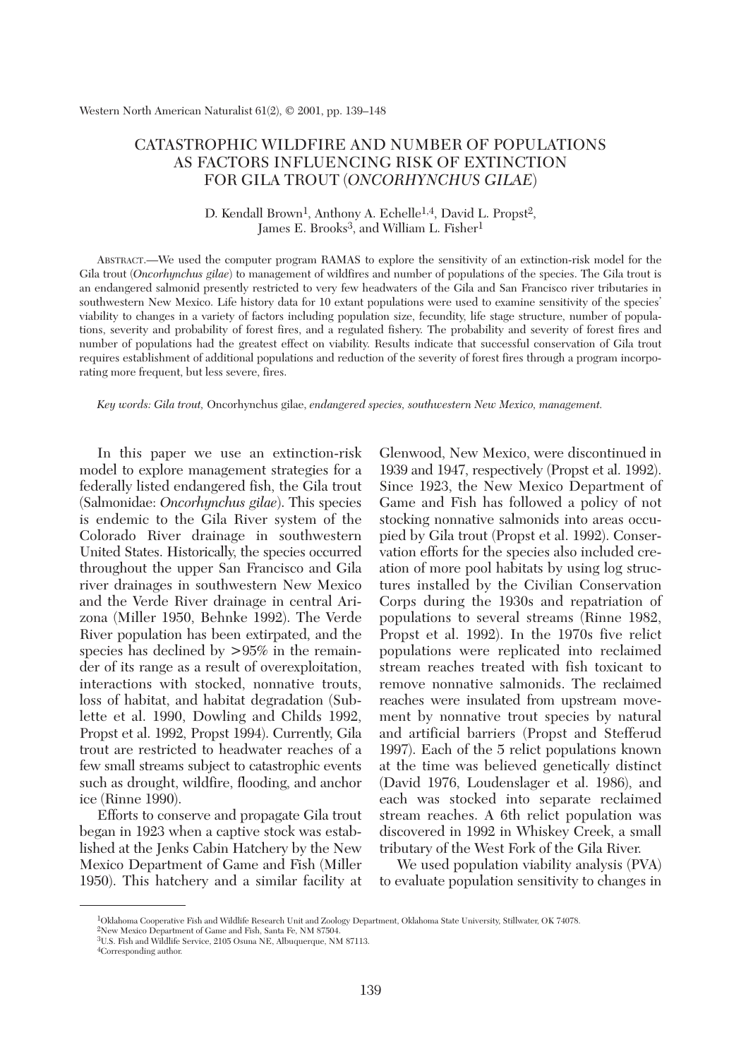# CATASTROPHIC WILDFIRE AND NUMBER OF POPULATIONS AS FACTORS INFLUENCING RISK OF EXTINCTION FOR GILA TROUT (*ONCORHYNCHUS GILAE*)

D. Kendall Brown[1], Anthony A. Echelle[1,4], David L. Propst[2], James E. Brooks[3], and William L. Fisher[1]

ABSTRACT.—We used the computer program RAMAS to explore the sensitivity of an extinction-risk model for the Gila trout (*Oncorhynchus gilae*) to management of wildfires and number of populations of the species. The Gila trout is an endangered salmonid presently restricted to very few headwaters of the Gila and San Francisco river tributaries in southwestern New Mexico. Life history data for 10 extant populations were used to examine sensitivity of the species' viability to changes in a variety of factors including population size, fecundity, life stage structure, number of populations, severity and probability of forest fires, and a regulated fishery. The probability and severity of forest fires and number of populations had the greatest effect on viability. Results indicate that successful conservation of Gila trout requires establishment of additional populations and reduction of the severity of forest fires through a program incorporating more frequent, but less severe, fires.

*Key words: Gila trout,* Oncorhynchus gilae, *endangered species, southwestern New Mexico, management.*

In this paper we use an extinction-risk model to explore management strategies for a federally listed endangered fish, the Gila trout (Salmonidae: *Oncorhynchus gilae*). This species is endemic to the Gila River system of the Colorado River drainage in southwestern United States. Historically, the species occurred throughout the upper San Francisco and Gila river drainages in southwestern New Mexico and the Verde River drainage in central Arizona (Miller 1950, Behnke 1992). The Verde River population has been extirpated, and the species has declined by >95% in the remainder of its range as a result of overexploitation, interactions with stocked, nonnative trouts, loss of habitat, and habitat degradation (Sublette et al. 1990, Dowling and Childs 1992, Propst et al. 1992, Propst 1994). Currently, Gila trout are restricted to headwater reaches of a few small streams subject to catastrophic events such as drought, wildfire, flooding, and anchor ice (Rinne 1990).

Efforts to conserve and propagate Gila trout began in 1923 when a captive stock was established at the Jenks Cabin Hatchery by the New Mexico Department of Game and Fish (Miller 1950). This hatchery and a similar facility at Glenwood, New Mexico, were discontinued in 1939 and 1947, respectively (Propst et al. 1992). Since 1923, the New Mexico Department of Game and Fish has followed a policy of not stocking nonnative salmonids into areas occupied by Gila trout (Propst et al. 1992). Conservation efforts for the species also included creation of more pool habitats by using log structures installed by the Civilian Conservation Corps during the 1930s and repatriation of populations to several streams (Rinne 1982, Propst et al. 1992). In the 1970s five relict populations were replicated into reclaimed stream reaches treated with fish toxicant to remove nonnative salmonids. The reclaimed reaches were insulated from upstream movement by nonnative trout species by natural and artificial barriers (Propst and Stefferud 1997). Each of the 5 relict populations known at the time was believed genetically distinct (David 1976, Loudenslager et al. 1986), and each was stocked into separate reclaimed stream reaches. A 6th relict population was discovered in 1992 in Whiskey Creek, a small tributary of the West Fork of the Gila River.

We used population viability analysis (PVA) to evaluate population sensitivity to changes in

---

[1]Oklahoma Cooperative Fish and Wildlife Research Unit and Zoology Department, Oklahoma State University, Stillwater, OK 74078.
[2]New Mexico Department of Game and Fish, Santa Fe, NM 87504.
[3]U.S. Fish and Wildlife Service, 2105 Osuna NE, Albuquerque, NM 87113.
[4]Corresponding author.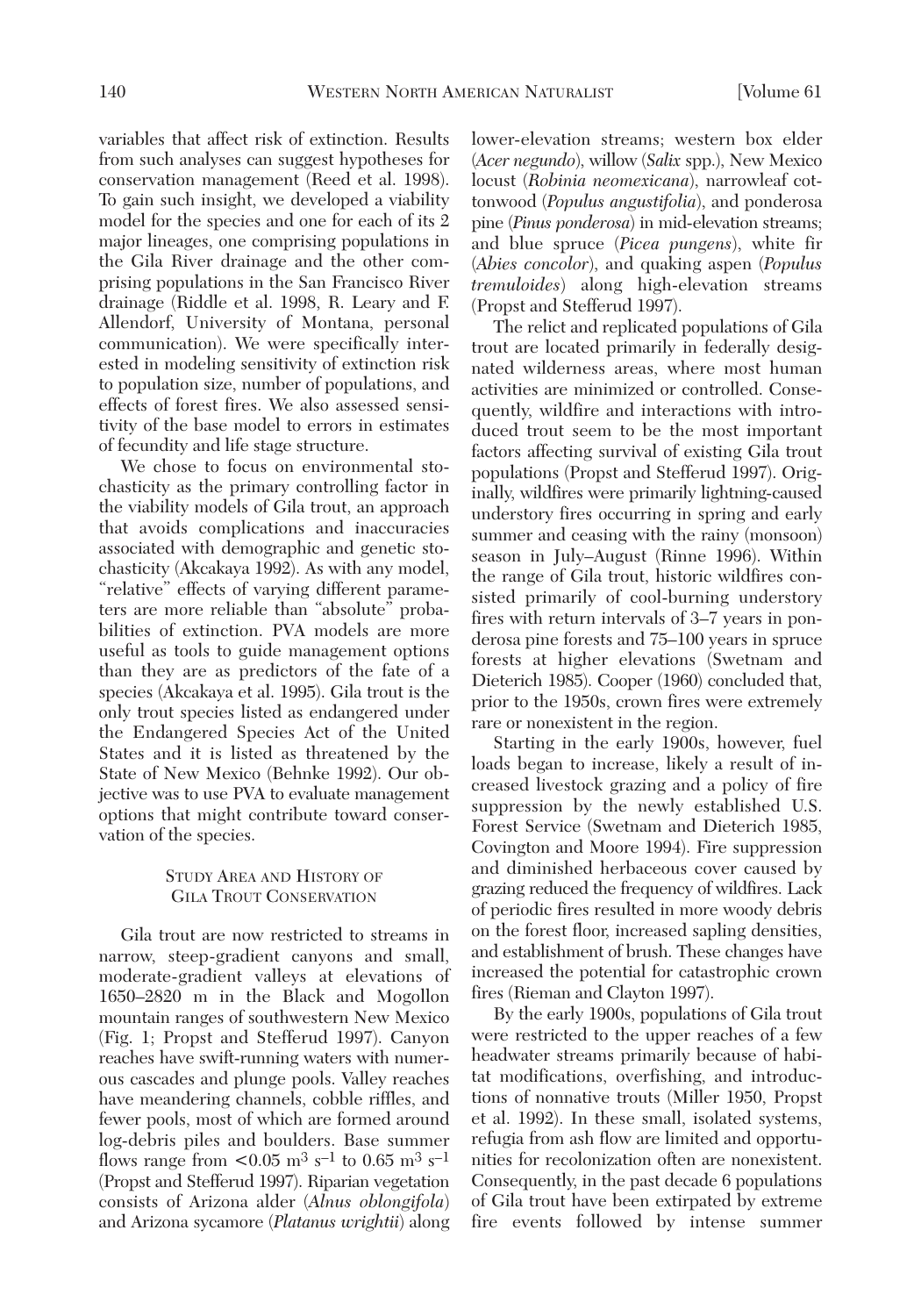variables that affect risk of extinction. Results from such analyses can suggest hypotheses for conservation management (Reed et al. 1998). To gain such insight, we developed a viability model for the species and one for each of its 2 major lineages, one comprising populations in the Gila River drainage and the other comprising populations in the San Francisco River drainage (Riddle et al. 1998, R. Leary and F. Allendorf, University of Montana, personal communication). We were specifically interested in modeling sensitivity of extinction risk to population size, number of populations, and effects of forest fires. We also assessed sensitivity of the base model to errors in estimates of fecundity and life stage structure.

We chose to focus on environmental stochasticity as the primary controlling factor in the viability models of Gila trout, an approach that avoids complications and inaccuracies associated with demographic and genetic stochasticity (Akcakaya 1992). As with any model, "relative" effects of varying different parameters are more reliable than "absolute" probabilities of extinction. PVA models are more useful as tools to guide management options than they are as predictors of the fate of a species (Akcakaya et al. 1995). Gila trout is the only trout species listed as endangered under the Endangered Species Act of the United States and it is listed as threatened by the State of New Mexico (Behnke 1992). Our objective was to use PVA to evaluate management options that might contribute toward conservation of the species.

## Study Area and History of Gila Trout Conservation

Gila trout are now restricted to streams in narrow, steep-gradient canyons and small, moderate-gradient valleys at elevations of 1650–2820 m in the Black and Mogollon mountain ranges of southwestern New Mexico (Fig. 1; Propst and Stefferud 1997). Canyon reaches have swift-running waters with numerous cascades and plunge pools. Valley reaches have meandering channels, cobble riffles, and fewer pools, most of which are formed around log-debris piles and boulders. Base summer flows range from $<0.05$ $m^3$ $s^{-1}$ to $0.65$ $m^3$ $s^{-1}$ (Propst and Stefferud 1997). Riparian vegetation consists of Arizona alder (*Alnus oblongifola*) and Arizona sycamore (*Platanus wrightii*) along lower-elevation streams; western box elder (*Acer negundo*), willow (*Salix* spp.), New Mexico locust (*Robinia neomexicana*), narrowleaf cottonwood (*Populus angustifolia*), and ponderosa pine (*Pinus ponderosa*) in mid-elevation streams; and blue spruce (*Picea pungens*), white fir (*Abies concolor*), and quaking aspen (*Populus tremuloides*) along high-elevation streams (Propst and Stefferud 1997).

The relict and replicated populations of Gila trout are located primarily in federally designated wilderness areas, where most human activities are minimized or controlled. Consequently, wildfire and interactions with introduced trout seem to be the most important factors affecting survival of existing Gila trout populations (Propst and Stefferud 1997). Originally, wildfires were primarily lightning-caused understory fires occurring in spring and early summer and ceasing with the rainy (monsoon) season in July–August (Rinne 1996). Within the range of Gila trout, historic wildfires consisted primarily of cool-burning understory fires with return intervals of 3–7 years in ponderosa pine forests and 75–100 years in spruce forests at higher elevations (Swetnam and Dieterich 1985). Cooper (1960) concluded that, prior to the 1950s, crown fires were extremely rare or nonexistent in the region.

Starting in the early 1900s, however, fuel loads began to increase, likely a result of increased livestock grazing and a policy of fire suppression by the newly established U.S. Forest Service (Swetnam and Dieterich 1985, Covington and Moore 1994). Fire suppression and diminished herbaceous cover caused by grazing reduced the frequency of wildfires. Lack of periodic fires resulted in more woody debris on the forest floor, increased sapling densities, and establishment of brush. These changes have increased the potential for catastrophic crown fires (Rieman and Clayton 1997).

By the early 1900s, populations of Gila trout were restricted to the upper reaches of a few headwater streams primarily because of habitat modifications, overfishing, and introductions of nonnative trouts (Miller 1950, Propst et al. 1992). In these small, isolated systems, refugia from ash flow are limited and opportunities for recolonization often are nonexistent. Consequently, in the past decade 6 populations of Gila trout have been extirpated by extreme fire events followed by intense summer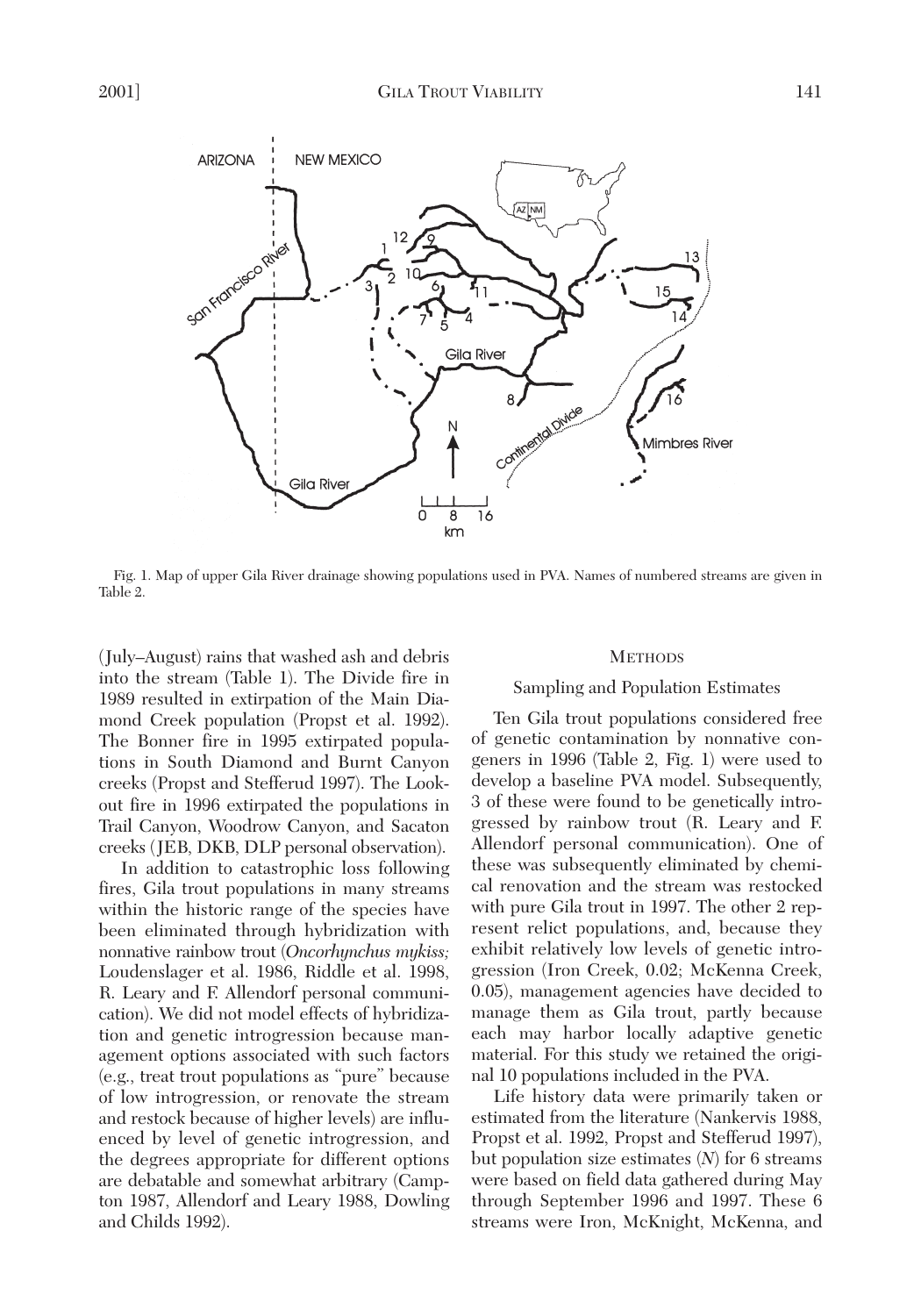Fig. 1. Map of upper Gila River drainage showing populations used in PVA. Names of numbered streams are given in Table 2.

(July–August) rains that washed ash and debris into the stream (Table 1). The Divide fire in 1989 resulted in extirpation of the Main Diamond Creek population (Propst et al. 1992). The Bonner fire in 1995 extirpated populations in South Diamond and Burnt Canyon creeks (Propst and Stefferud 1997). The Lookout fire in 1996 extirpated the populations in Trail Canyon, Woodrow Canyon, and Sacaton creeks (JEB, DKB, DLP personal observation).

In addition to catastrophic loss following fires, Gila trout populations in many streams within the historic range of the species have been eliminated through hybridization with nonnative rainbow trout (*Oncorhynchus mykiss;* Loudenslager et al. 1986, Riddle et al. 1998, R. Leary and F. Allendorf personal communication). We did not model effects of hybridization and genetic introgression because management options associated with such factors (e.g., treat trout populations as "pure" because of low introgression, or renovate the stream and restock because of higher levels) are influenced by level of genetic introgression, and the degrees appropriate for different options are debatable and somewhat arbitrary (Campton 1987, Allendorf and Leary 1988, Dowling and Childs 1992).

## Methods

### Sampling and Population Estimates

Ten Gila trout populations considered free of genetic contamination by nonnative congeners in 1996 (Table 2, Fig. 1) were used to develop a baseline PVA model. Subsequently, 3 of these were found to be genetically introgressed by rainbow trout (R. Leary and F. Allendorf personal communication). One of these was subsequently eliminated by chemical renovation and the stream was restocked with pure Gila trout in 1997. The other 2 represent relict populations, and, because they exhibit relatively low levels of genetic introgression (Iron Creek, 0.02; McKenna Creek, 0.05), management agencies have decided to manage them as Gila trout, partly because each may harbor locally adaptive genetic material. For this study we retained the original 10 populations included in the PVA.

Life history data were primarily taken or estimated from the literature (Nankervis 1988, Propst et al. 1992, Propst and Stefferud 1997), but population size estimates ($N$) for 6 streams were based on field data gathered during May through September 1996 and 1997. These 6 streams were Iron, McKnight, McKenna, and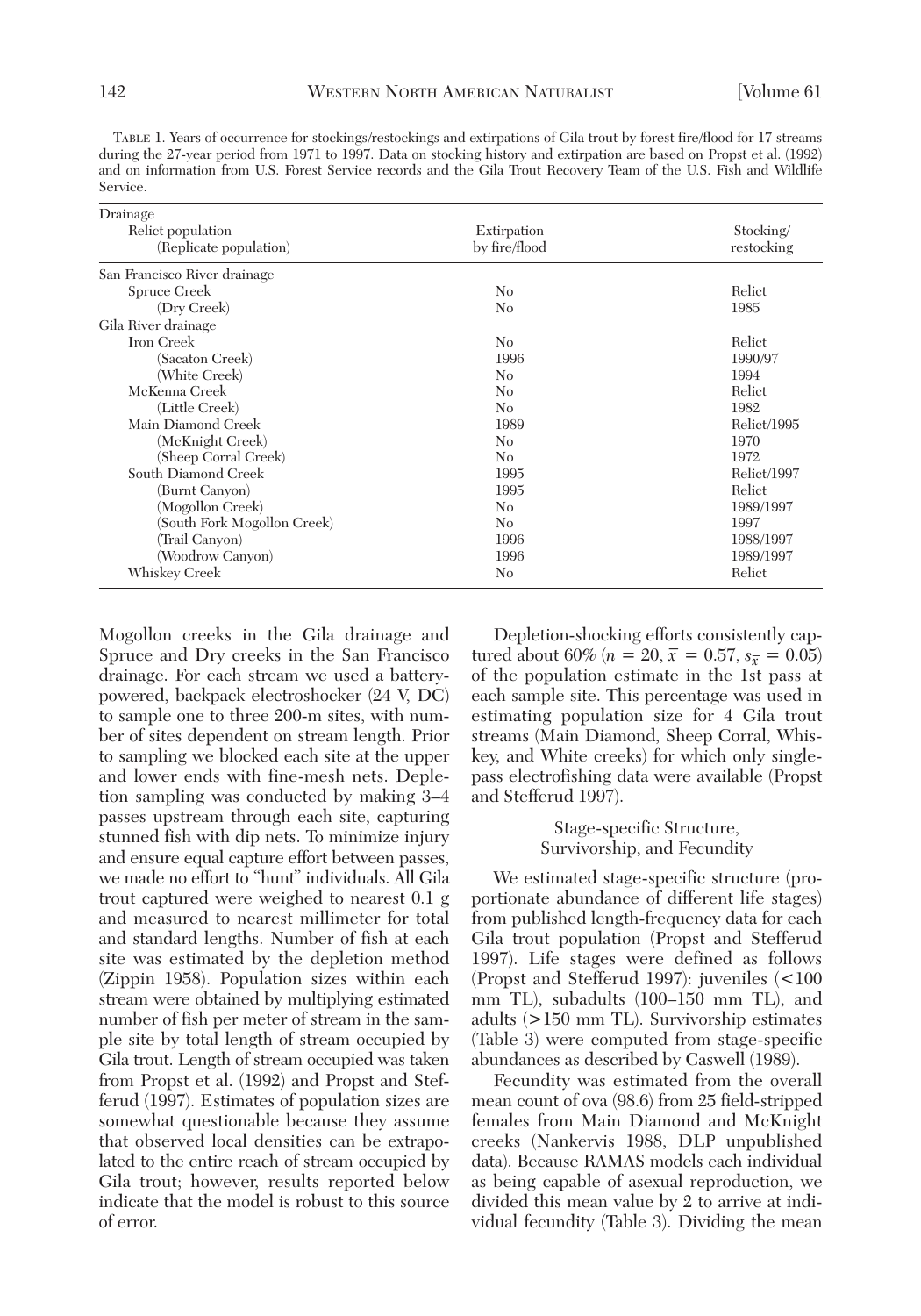TABLE 1. Years of occurrence for stockings/restockings and extirpations of Gila trout by forest fire/flood for 17 streams during the 27-year period from 1971 to 1997. Data on stocking history and extirpation are based on Propst et al. (1992) and on information from U.S. Forest Service records and the Gila Trout Recovery Team of the U.S. Fish and Wildlife Service.

| Drainage<br>Relict population<br>(Replicate population) | Extirpation by fire/flood | Stocking/ restocking |
|---|---|---|
| San Francisco River drainage | | |
| Spruce Creek | No | Relict |
| (Dry Creek) | No | 1985 |
| Gila River drainage | | |
| Iron Creek | No | Relict |
| (Sacaton Creek) | 1996 | 1990/97 |
| (White Creek) | No | 1994 |
| McKenna Creek | No | Relict |
| (Little Creek) | No | 1982 |
| Main Diamond Creek | 1989 | Relict/1995 |
| (McKnight Creek) | No | 1970 |
| (Sheep Corral Creek) | No | 1972 |
| South Diamond Creek | 1995 | Relict/1997 |
| (Burnt Canyon) | 1995 | Relict |
| (Mogollon Creek) | No | 1989/1997 |
| (South Fork Mogollon Creek) | No | 1997 |
| (Trail Canyon) | 1996 | 1988/1997 |
| (Woodrow Canyon) | 1996 | 1989/1997 |
| Whiskey Creek | No | Relict |

Mogollon creeks in the Gila drainage and Spruce and Dry creeks in the San Francisco drainage. For each stream we used a battery-powered, backpack electroshocker (24 V, DC) to sample one to three 200-m sites, with number of sites dependent on stream length. Prior to sampling we blocked each site at the upper and lower ends with fine-mesh nets. Depletion sampling was conducted by making 3–4 passes upstream through each site, capturing stunned fish with dip nets. To minimize injury and ensure equal capture effort between passes, we made no effort to "hunt" individuals. All Gila trout captured were weighed to nearest 0.1 g and measured to nearest millimeter for total and standard lengths. Number of fish at each site was estimated by the depletion method (Zippin 1958). Population sizes within each stream were obtained by multiplying estimated number of fish per meter of stream in the sample site by total length of stream occupied by Gila trout. Length of stream occupied was taken from Propst et al. (1992) and Propst and Stefferud (1997). Estimates of population sizes are somewhat questionable because they assume that observed local densities can be extrapolated to the entire reach of stream occupied by Gila trout; however, results reported below indicate that the model is robust to this source of error.

Depletion-shocking efforts consistently captured about 60% ($n = 20$, $\bar{x} = 0.57$, $s_{\bar{x}} = 0.05$) of the population estimate in the 1st pass at each sample site. This percentage was used in estimating population size for 4 Gila trout streams (Main Diamond, Sheep Corral, Whiskey, and White creeks) for which only single-pass electrofishing data were available (Propst and Stefferud 1997).

### Stage-specific Structure, Survivorship, and Fecundity

We estimated stage-specific structure (proportionate abundance of different life stages) from published length-frequency data for each Gila trout population (Propst and Stefferud 1997). Life stages were defined as follows (Propst and Stefferud 1997): juveniles (<100 mm TL), subadults (100–150 mm TL), and adults (>150 mm TL). Survivorship estimates (Table 3) were computed from stage-specific abundances as described by Caswell (1989).

Fecundity was estimated from the overall mean count of ova (98.6) from 25 field-stripped females from Main Diamond and McKnight creeks (Nankervis 1988, DLP unpublished data). Because RAMAS models each individual as being capable of asexual reproduction, we divided this mean value by 2 to arrive at individual fecundity (Table 3). Dividing the mean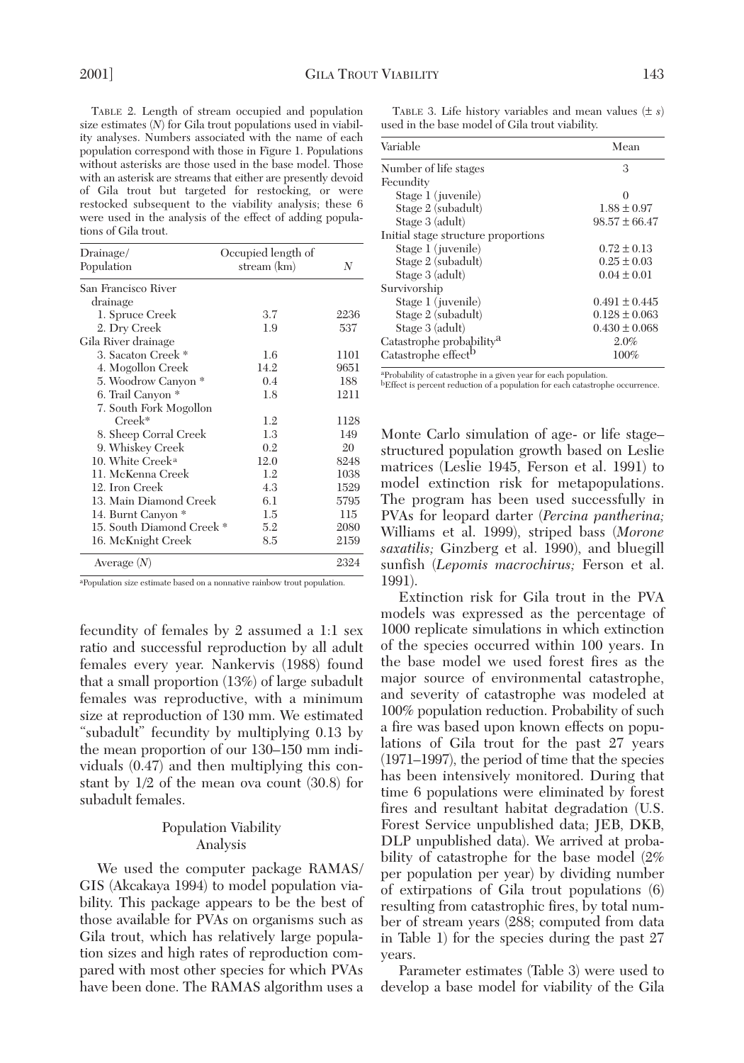TABLE 2. Length of stream occupied and population size estimates ($N$) for Gila trout populations used in viability analyses. Numbers associated with the name of each population correspond with those in Figure 1. Populations without asterisks are those used in the base model. Those with an asterisk are streams that either are presently devoid of Gila trout but targeted for restocking, or were restocked subsequent to the viability analysis; these 6 were used in the analysis of the effect of adding populations of Gila trout.

| Drainage/ Population | Occupied length of stream (km) | $N$ |
|---|---|---|
| San Francisco River drainage | | |
| 1. Spruce Creek | 3.7 | 2236 |
| 2. Dry Creek | 1.9 | 537 |
| Gila River drainage | | |
| 3. Sacaton Creek * | 1.6 | 1101 |
| 4. Mogollon Creek | 14.2 | 9651 |
| 5. Woodrow Canyon * | 0.4 | 188 |
| 6. Trail Canyon * | 1.8 | 1211 |
| 7. South Fork Mogollon Creek* | 1.2 | 1128 |
| 8. Sheep Corral Creek | 1.3 | 149 |
| 9. Whiskey Creek | 0.2 | 20 |
| 10. White Creek[a] | 12.0 | 8248 |
| 11. McKenna Creek | 1.2 | 1038 |
| 12. Iron Creek | 4.3 | 1529 |
| 13. Main Diamond Creek | 6.1 | 5795 |
| 14. Burnt Canyon * | 1.5 | 115 |
| 15. South Diamond Creek * | 5.2 | 2080 |
| 16. McKnight Creek | 8.5 | 2159 |
| Average ($N$) | | 2324 |

[a]Population size estimate based on a nonnative rainbow trout population.

TABLE 3. Life history variables and mean values ($\pm s$) used in the base model of Gila trout viability.

| Variable | Mean |
|---|---|
| Number of life stages | 3 |
| Fecundity | |
| Stage 1 (juvenile) | 0 |
| Stage 2 (subadult) | $1.88 \pm 0.97$ |
| Stage 3 (adult) | $98.57 \pm 66.47$ |
| Initial stage structure proportions | |
| Stage 1 (juvenile) | $0.72 \pm 0.13$ |
| Stage 2 (subadult) | $0.25 \pm 0.03$ |
| Stage 3 (adult) | $0.04 \pm 0.01$ |
| Survivorship | |
| Stage 1 (juvenile) | $0.491 \pm 0.445$ |
| Stage 2 (subadult) | $0.128 \pm 0.063$ |
| Stage 3 (adult) | $0.430 \pm 0.068$ |
| Catastrophe probability[a] | 2.0% |
| Catastrophe effect[b] | 100% |

[a]Probability of catastrophe in a given year for each population.
[b]Effect is percent reduction of a population for each catastrophe occurrence.

fecundity of females by 2 assumed a 1:1 sex ratio and successful reproduction by all adult females every year. Nankervis (1988) found that a small proportion (13%) of large subadult females was reproductive, with a minimum size at reproduction of 130 mm. We estimated "subadult" fecundity by multiplying 0.13 by the mean proportion of our 130–150 mm individuals (0.47) and then multiplying this constant by 1/2 of the mean ova count (30.8) for subadult females.

## Population Viability Analysis

We used the computer package RAMAS/GIS (Akcakaya 1994) to model population viability. This package appears to be the best of those available for PVAs on organisms such as Gila trout, which has relatively large population sizes and high rates of reproduction compared with most other species for which PVAs have been done. The RAMAS algorithm uses a Monte Carlo simulation of age- or life stage–structured population growth based on Leslie matrices (Leslie 1945, Ferson et al. 1991) to model extinction risk for metapopulations. The program has been used successfully in PVAs for leopard darter (*Percina pantherina;* Williams et al. 1999), striped bass (*Morone saxatilis;* Ginzberg et al. 1990), and bluegill sunfish (*Lepomis macrochirus;* Ferson et al. 1991).

Extinction risk for Gila trout in the PVA models was expressed as the percentage of 1000 replicate simulations in which extinction of the species occurred within 100 years. In the base model we used forest fires as the major source of environmental catastrophe, and severity of catastrophe was modeled at 100% population reduction. Probability of such a fire was based upon known effects on populations of Gila trout for the past 27 years (1971–1997), the period of time that the species has been intensively monitored. During that time 6 populations were eliminated by forest fires and resultant habitat degradation (U.S. Forest Service unpublished data; JEB, DKB, DLP unpublished data). We arrived at probability of catastrophe for the base model (2% per population per year) by dividing number of extirpations of Gila trout populations (6) resulting from catastrophic fires, by total number of stream years (288; computed from data in Table 1) for the species during the past 27 years.

Parameter estimates (Table 3) were used to develop a base model for viability of the Gila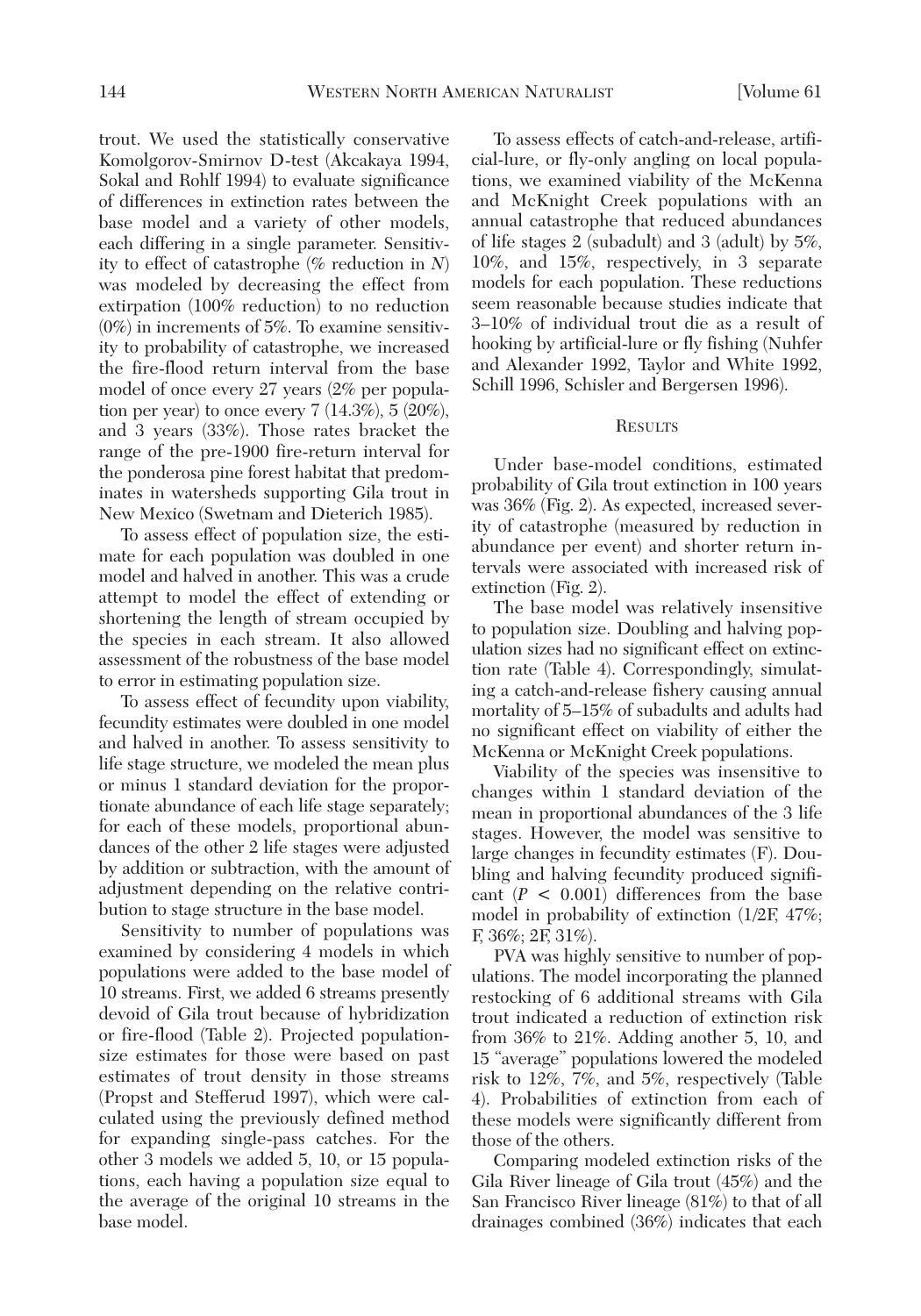trout. We used the statistically conservative Komolgorov-Smirnov D-test (Akcakaya 1994, Sokal and Rohlf 1994) to evaluate significance of differences in extinction rates between the base model and a variety of other models, each differing in a single parameter. Sensitivity to effect of catastrophe (% reduction in *N*) was modeled by decreasing the effect from extirpation (100% reduction) to no reduction (0%) in increments of 5%. To examine sensitivity to probability of catastrophe, we increased the fire-flood return interval from the base model of once every 27 years (2% per population per year) to once every 7 (14.3%), 5 (20%), and 3 years (33%). Those rates bracket the range of the pre-1900 fire-return interval for the ponderosa pine forest habitat that predominates in watersheds supporting Gila trout in New Mexico (Swetnam and Dieterich 1985).

To assess effect of population size, the estimate for each population was doubled in one model and halved in another. This was a crude attempt to model the effect of extending or shortening the length of stream occupied by the species in each stream. It also allowed assessment of the robustness of the base model to error in estimating population size.

To assess effect of fecundity upon viability, fecundity estimates were doubled in one model and halved in another. To assess sensitivity to life stage structure, we modeled the mean plus or minus 1 standard deviation for the proportionate abundance of each life stage separately; for each of these models, proportional abundances of the other 2 life stages were adjusted by addition or subtraction, with the amount of adjustment depending on the relative contribution to stage structure in the base model.

Sensitivity to number of populations was examined by considering 4 models in which populations were added to the base model of 10 streams. First, we added 6 streams presently devoid of Gila trout because of hybridization or fire-flood (Table 2). Projected population-size estimates for those were based on past estimates of trout density in those streams (Propst and Stefferud 1997), which were calculated using the previously defined method for expanding single-pass catches. For the other 3 models we added 5, 10, or 15 populations, each having a population size equal to the average of the original 10 streams in the base model.

To assess effects of catch-and-release, artificial-lure, or fly-only angling on local populations, we examined viability of the McKenna and McKnight Creek populations with an annual catastrophe that reduced abundances of life stages 2 (subadult) and 3 (adult) by 5%, 10%, and 15%, respectively, in 3 separate models for each population. These reductions seem reasonable because studies indicate that 3–10% of individual trout die as a result of hooking by artificial-lure or fly fishing (Nuhfer and Alexander 1992, Taylor and White 1992, Schill 1996, Schisler and Bergersen 1996).

## Results

Under base-model conditions, estimated probability of Gila trout extinction in 100 years was 36% (Fig. 2). As expected, increased severity of catastrophe (measured by reduction in abundance per event) and shorter return intervals were associated with increased risk of extinction (Fig. 2).

The base model was relatively insensitive to population size. Doubling and halving population sizes had no significant effect on extinction rate (Table 4). Correspondingly, simulating a catch-and-release fishery causing annual mortality of 5–15% of subadults and adults had no significant effect on viability of either the McKenna or McKnight Creek populations.

Viability of the species was insensitive to changes within 1 standard deviation of the mean in proportional abundances of the 3 life stages. However, the model was sensitive to large changes in fecundity estimates (F). Doubling and halving fecundity produced significant ($P < 0.001$) differences from the base model in probability of extinction (1/2F, 47%; F, 36%; 2F, 31%).

PVA was highly sensitive to number of populations. The model incorporating the planned restocking of 6 additional streams with Gila trout indicated a reduction of extinction risk from 36% to 21%. Adding another 5, 10, and 15 "average" populations lowered the modeled risk to 12%, 7%, and 5%, respectively (Table 4). Probabilities of extinction from each of these models were significantly different from those of the others.

Comparing modeled extinction risks of the Gila River lineage of Gila trout (45%) and the San Francisco River lineage (81%) to that of all drainages combined (36%) indicates that each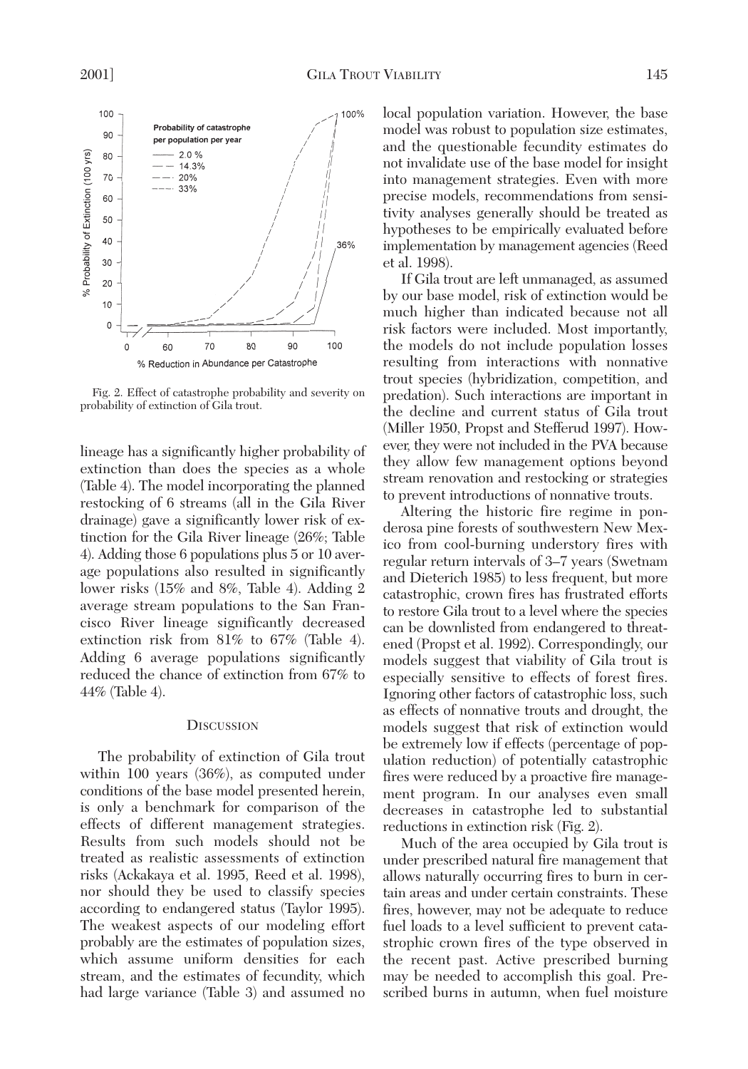Fig. 2. Effect of catastrophe probability and severity on probability of extinction of Gila trout.

lineage has a significantly higher probability of extinction than does the species as a whole (Table 4). The model incorporating the planned restocking of 6 streams (all in the Gila River drainage) gave a significantly lower risk of extinction for the Gila River lineage (26%; Table 4). Adding those 6 populations plus 5 or 10 average populations also resulted in significantly lower risks (15% and 8%, Table 4). Adding 2 average stream populations to the San Francisco River lineage significantly decreased extinction risk from 81% to 67% (Table 4). Adding 6 average populations significantly reduced the chance of extinction from 67% to 44% (Table 4).

## Discussion

The probability of extinction of Gila trout within 100 years (36%), as computed under conditions of the base model presented herein, is only a benchmark for comparison of the effects of different management strategies. Results from such models should not be treated as realistic assessments of extinction risks (Ackakaya et al. 1995, Reed et al. 1998), nor should they be used to classify species according to endangered status (Taylor 1995). The weakest aspects of our modeling effort probably are the estimates of population sizes, which assume uniform densities for each stream, and the estimates of fecundity, which had large variance (Table 3) and assumed no local population variation. However, the base model was robust to population size estimates, and the questionable fecundity estimates do not invalidate use of the base model for insight into management strategies. Even with more precise models, recommendations from sensitivity analyses generally should be treated as hypotheses to be empirically evaluated before implementation by management agencies (Reed et al. 1998).

If Gila trout are left unmanaged, as assumed by our base model, risk of extinction would be much higher than indicated because not all risk factors were included. Most importantly, the models do not include population losses resulting from interactions with nonnative trout species (hybridization, competition, and predation). Such interactions are important in the decline and current status of Gila trout (Miller 1950, Propst and Stefferud 1997). However, they were not included in the PVA because they allow few management options beyond stream renovation and restocking or strategies to prevent introductions of nonnative trouts.

Altering the historic fire regime in ponderosa pine forests of southwestern New Mexico from cool-burning understory fires with regular return intervals of 3–7 years (Swetnam and Dieterich 1985) to less frequent, but more catastrophic, crown fires has frustrated efforts to restore Gila trout to a level where the species can be downlisted from endangered to threatened (Propst et al. 1992). Correspondingly, our models suggest that viability of Gila trout is especially sensitive to effects of forest fires. Ignoring other factors of catastrophic loss, such as effects of nonnative trouts and drought, the models suggest that risk of extinction would be extremely low if effects (percentage of population reduction) of potentially catastrophic fires were reduced by a proactive fire management program. In our analyses even small decreases in catastrophe led to substantial reductions in extinction risk (Fig. 2).

Much of the area occupied by Gila trout is under prescribed natural fire management that allows naturally occurring fires to burn in certain areas and under certain constraints. These fires, however, may not be adequate to reduce fuel loads to a level sufficient to prevent catastrophic crown fires of the type observed in the recent past. Active prescribed burning may be needed to accomplish this goal. Prescribed burns in autumn, when fuel moisture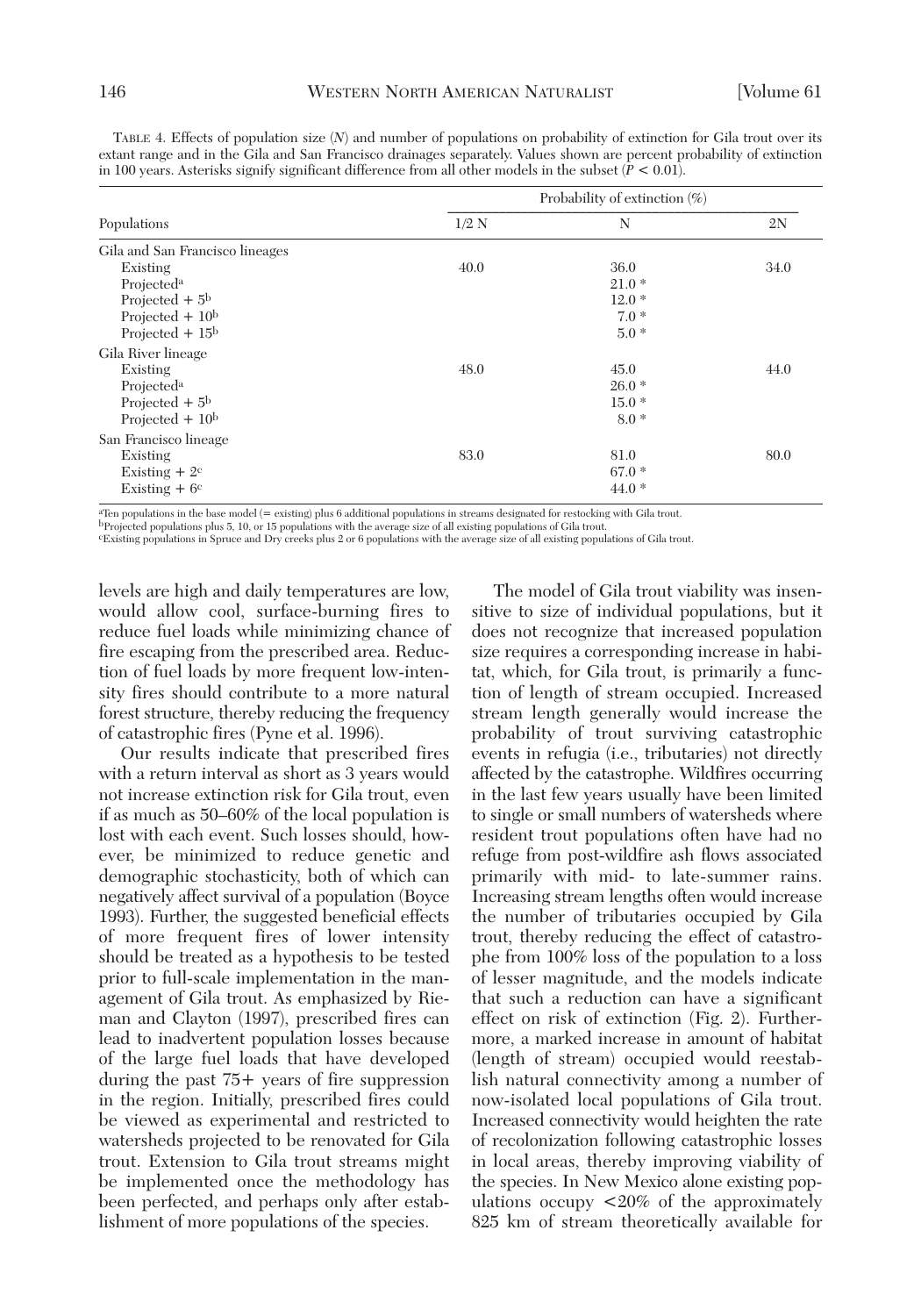TABLE 4. Effects of population size (*N*) and number of populations on probability of extinction for Gila trout over its extant range and in the Gila and San Francisco drainages separately. Values shown are percent probability of extinction in 100 years. Asterisks signify significant difference from all other models in the subset ($P < 0.01$).

| Populations | Probability of extinction (%) | | |
|---|---|---|---|
| | 1/2 N | N | 2N |
| Gila and San Francisco lineages | | | |
| Existing | 40.0 | 36.0 | 34.0 |
| Projected[a] | | 21.0 * | |
| Projected + 5[b] | | 12.0 * | |
| Projected + 10[b] | | 7.0 * | |
| Projected + 15[b] | | 5.0 * | |
| Gila River lineage | | | |
| Existing | 48.0 | 45.0 | 44.0 |
| Projected[a] | | 26.0 * | |
| Projected + 5[b] | | 15.0 * | |
| Projected + 10[b] | | 8.0 * | |
| San Francisco lineage | | | |
| Existing | 83.0 | 81.0 | 80.0 |
| Existing + 2[c] | | 67.0 * | |
| Existing + 6[c] | | 44.0 * | |

[a]Ten populations in the base model (= existing) plus 6 additional populations in streams designated for restocking with Gila trout.
[b]Projected populations plus 5, 10, or 15 populations with the average size of all existing populations of Gila trout.
[c]Existing populations in Spruce and Dry creeks plus 2 or 6 populations with the average size of all existing populations of Gila trout.

levels are high and daily temperatures are low, would allow cool, surface-burning fires to reduce fuel loads while minimizing chance of fire escaping from the prescribed area. Reduction of fuel loads by more frequent low-intensity fires should contribute to a more natural forest structure, thereby reducing the frequency of catastrophic fires (Pyne et al. 1996).

Our results indicate that prescribed fires with a return interval as short as 3 years would not increase extinction risk for Gila trout, even if as much as 50–60% of the local population is lost with each event. Such losses should, however, be minimized to reduce genetic and demographic stochasticity, both of which can negatively affect survival of a population (Boyce 1993). Further, the suggested beneficial effects of more frequent fires of lower intensity should be treated as a hypothesis to be tested prior to full-scale implementation in the management of Gila trout. As emphasized by Rieman and Clayton (1997), prescribed fires can lead to inadvertent population losses because of the large fuel loads that have developed during the past 75+ years of fire suppression in the region. Initially, prescribed fires could be viewed as experimental and restricted to watersheds projected to be renovated for Gila trout. Extension to Gila trout streams might be implemented once the methodology has been perfected, and perhaps only after establishment of more populations of the species.

The model of Gila trout viability was insensitive to size of individual populations, but it does not recognize that increased population size requires a corresponding increase in habitat, which, for Gila trout, is primarily a function of length of stream occupied. Increased stream length generally would increase the probability of trout surviving catastrophic events in refugia (i.e., tributaries) not directly affected by the catastrophe. Wildfires occurring in the last few years usually have been limited to single or small numbers of watersheds where resident trout populations often have had no refuge from post-wildfire ash flows associated primarily with mid- to late-summer rains. Increasing stream lengths often would increase the number of tributaries occupied by Gila trout, thereby reducing the effect of catastrophe from 100% loss of the population to a loss of lesser magnitude, and the models indicate that such a reduction can have a significant effect on risk of extinction (Fig. 2). Furthermore, a marked increase in amount of habitat (length of stream) occupied would reestablish natural connectivity among a number of now-isolated local populations of Gila trout. Increased connectivity would heighten the rate of recolonization following catastrophic losses in local areas, thereby improving viability of the species. In New Mexico alone existing populations occupy <20% of the approximately 825 km of stream theoretically available for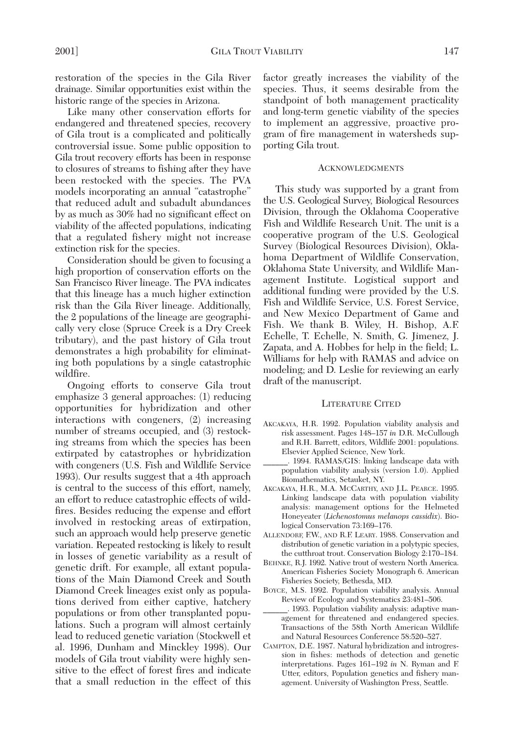restoration of the species in the Gila River drainage. Similar opportunities exist within the historic range of the species in Arizona.

Like many other conservation efforts for endangered and threatened species, recovery of Gila trout is a complicated and politically controversial issue. Some public opposition to Gila trout recovery efforts has been in response to closures of streams to fishing after they have been restocked with the species. The PVA models incorporating an annual "catastrophe" that reduced adult and subadult abundances by as much as 30% had no significant effect on viability of the affected populations, indicating that a regulated fishery might not increase extinction risk for the species.

Consideration should be given to focusing a high proportion of conservation efforts on the San Francisco River lineage. The PVA indicates that this lineage has a much higher extinction risk than the Gila River lineage. Additionally, the 2 populations of the lineage are geographically very close (Spruce Creek is a Dry Creek tributary), and the past history of Gila trout demonstrates a high probability for eliminating both populations by a single catastrophic wildfire.

Ongoing efforts to conserve Gila trout emphasize 3 general approaches: (1) reducing opportunities for hybridization and other interactions with congeners, (2) increasing number of streams occupied, and (3) restocking streams from which the species has been extirpated by catastrophes or hybridization with congeners (U.S. Fish and Wildlife Service 1993). Our results suggest that a 4th approach is central to the success of this effort, namely, an effort to reduce catastrophic effects of wildfires. Besides reducing the expense and effort involved in restocking areas of extirpation, such an approach would help preserve genetic variation. Repeated restocking is likely to result in losses of genetic variability as a result of genetic drift. For example, all extant populations of the Main Diamond Creek and South Diamond Creek lineages exist only as populations derived from either captive, hatchery populations or from other transplanted populations. Such a program will almost certainly lead to reduced genetic variation (Stockwell et al. 1996, Dunham and Minckley 1998). Our models of Gila trout viability were highly sensitive to the effect of forest fires and indicate that a small reduction in the effect of this factor greatly increases the viability of the species. Thus, it seems desirable from the standpoint of both management practicality and long-term genetic viability of the species to implement an aggressive, proactive program of fire management in watersheds supporting Gila trout.

## Acknowledgments

This study was supported by a grant from the U.S. Geological Survey, Biological Resources Division, through the Oklahoma Cooperative Fish and Wildlife Research Unit. The unit is a cooperative program of the U.S. Geological Survey (Biological Resources Division), Oklahoma Department of Wildlife Conservation, Oklahoma State University, and Wildlife Management Institute. Logistical support and additional funding were provided by the U.S. Fish and Wildlife Service, U.S. Forest Service, and New Mexico Department of Game and Fish. We thank B. Wiley, H. Bishop, A.F. Echelle, T. Echelle, N. Smith, G. Jimenez, J. Zapata, and A. Hobbes for help in the field; L. Williams for help with RAMAS and advice on modeling; and D. Leslie for reviewing an early draft of the manuscript.

## Literature Cited

Akcakaya, H.R. 1992. Population viability analysis and risk assessment. Pages 148–157 *in* D.R. McCullough and R.H. Barrett, editors, Wildlife 2001: populations. Elsevier Applied Science, New York.

______. 1994. RAMAS/GIS: linking landscape data with population viability analysis (version 1.0). Applied Biomathematics, Setauket, NY.

Akcakaya, H.R., M.A. McCarthy, and J.L. Pearce. 1995. Linking landscape data with population viability analysis: management options for the Helmeted Honeyeater (*Lichenostomus melanops cassidix*). Biological Conservation 73:169–176.

Allendorf, F.W., and R.F. Leary. 1988. Conservation and distribution of genetic variation in a polytypic species, the cutthroat trout. Conservation Biology 2:170–184.

Behnke, R.J. 1992. Native trout of western North America. American Fisheries Society Monograph 6. American Fisheries Society, Bethesda, MD.

Boyce, M.S. 1992. Population viability analysis. Annual Review of Ecology and Systematics 23:481–506.

______. 1993. Population viability analysis: adaptive management for threatened and endangered species. Transactions of the 58th North American Wildlife and Natural Resources Conference 58:520–527.

Campton, D.E. 1987. Natural hybridization and introgression in fishes: methods of detection and genetic interpretations. Pages 161–192 *in* N. Ryman and F. Utter, editors, Population genetics and fishery management. University of Washington Press, Seattle.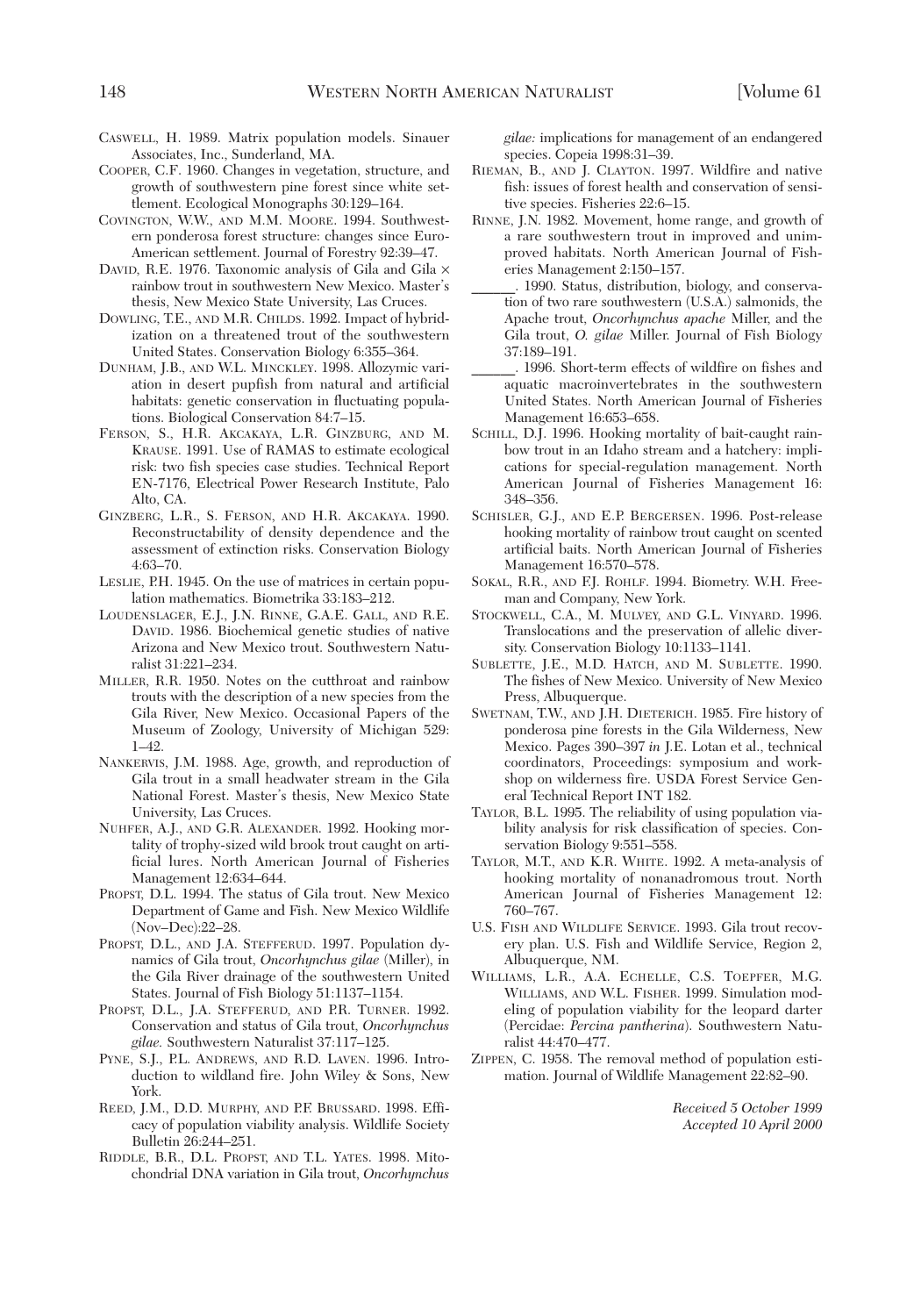CASWELL, H. 1989. Matrix population models. Sinauer Associates, Inc., Sunderland, MA.

COOPER, C.F. 1960. Changes in vegetation, structure, and growth of southwestern pine forest since white settlement. Ecological Monographs 30:129–164.

COVINGTON, W.W., AND M.M. MOORE. 1994. Southwestern ponderosa forest structure: changes since Euro-American settlement. Journal of Forestry 92:39–47.

DAVID, R.E. 1976. Taxonomic analysis of Gila and Gila × rainbow trout in southwestern New Mexico. Master's thesis, New Mexico State University, Las Cruces.

DOWLING, T.E., AND M.R. CHILDS. 1992. Impact of hybridization on a threatened trout of the southwestern United States. Conservation Biology 6:355–364.

DUNHAM, J.B., AND W.L. MINCKLEY. 1998. Allozymic variation in desert pupfish from natural and artificial habitats: genetic conservation in fluctuating populations. Biological Conservation 84:7–15.

FERSON, S., H.R. AKCAKAYA, L.R. GINZBURG, AND M. KRAUSE. 1991. Use of RAMAS to estimate ecological risk: two fish species case studies. Technical Report EN-7176, Electrical Power Research Institute, Palo Alto, CA.

GINZBERG, L.R., S. FERSON, AND H.R. AKCAKAYA. 1990. Reconstructability of density dependence and the assessment of extinction risks. Conservation Biology 4:63–70.

LESLIE, P.H. 1945. On the use of matrices in certain population mathematics. Biometrika 33:183–212.

LOUDENSLAGER, E.J., J.N. RINNE, G.A.E. GALL, AND R.E. DAVID. 1986. Biochemical genetic studies of native Arizona and New Mexico trout. Southwestern Naturalist 31:221–234.

MILLER, R.R. 1950. Notes on the cutthroat and rainbow trouts with the description of a new species from the Gila River, New Mexico. Occasional Papers of the Museum of Zoology, University of Michigan 529: 1–42.

NANKERVIS, J.M. 1988. Age, growth, and reproduction of Gila trout in a small headwater stream in the Gila National Forest. Master's thesis, New Mexico State University, Las Cruces.

NUHFER, A.J., AND G.R. ALEXANDER. 1992. Hooking mortality of trophy-sized wild brook trout caught on artificial lures. North American Journal of Fisheries Management 12:634–644.

PROPST, D.L. 1994. The status of Gila trout. New Mexico Department of Game and Fish. New Mexico Wildlife (Nov–Dec):22–28.

PROPST, D.L., AND J.A. STEFFERUD. 1997. Population dynamics of Gila trout, *Oncorhynchus gilae* (Miller), in the Gila River drainage of the southwestern United States. Journal of Fish Biology 51:1137–1154.

PROPST, D.L., J.A. STEFFERUD, AND P.R. TURNER. 1992. Conservation and status of Gila trout, *Oncorhynchus gilae*. Southwestern Naturalist 37:117–125.

PYNE, S.J., P.L. ANDREWS, AND R.D. LAVEN. 1996. Introduction to wildland fire. John Wiley & Sons, New York.

REED, J.M., D.D. MURPHY, AND P.F. BRUSSARD. 1998. Efficacy of population viability analysis. Wildlife Society Bulletin 26:244–251.

RIDDLE, B.R., D.L. PROPST, AND T.L. YATES. 1998. Mitochondrial DNA variation in Gila trout, *Oncorhynchus gilae:* implications for management of an endangered species. Copeia 1998:31–39.

RIEMAN, B., AND J. CLAYTON. 1997. Wildfire and native fish: issues of forest health and conservation of sensitive species. Fisheries 22:6–15.

RINNE, J.N. 1982. Movement, home range, and growth of a rare southwestern trout in improved and unimproved habitats. North American Journal of Fisheries Management 2:150–157.

______. 1990. Status, distribution, biology, and conservation of two rare southwestern (U.S.A.) salmonids, the Apache trout, *Oncorhynchus apache* Miller, and the Gila trout, *O. gilae* Miller. Journal of Fish Biology 37:189–191.

______. 1996. Short-term effects of wildfire on fishes and aquatic macroinvertebrates in the southwestern United States. North American Journal of Fisheries Management 16:653–658.

SCHILL, D.J. 1996. Hooking mortality of bait-caught rainbow trout in an Idaho stream and a hatchery: implications for special-regulation management. North American Journal of Fisheries Management 16: 348–356.

SCHISLER, G.J., AND E.P. BERGERSEN. 1996. Post-release hooking mortality of rainbow trout caught on scented artificial baits. North American Journal of Fisheries Management 16:570–578.

SOKAL, R.R., AND F.J. ROHLF. 1994. Biometry. W.H. Freeman and Company, New York.

STOCKWELL, C.A., M. MULVEY, AND G.L. VINYARD. 1996. Translocations and the preservation of allelic diversity. Conservation Biology 10:1133–1141.

SUBLETTE, J.E., M.D. HATCH, AND M. SUBLETTE. 1990. The fishes of New Mexico. University of New Mexico Press, Albuquerque.

SWETNAM, T.W., AND J.H. DIETERICH. 1985. Fire history of ponderosa pine forests in the Gila Wilderness, New Mexico. Pages 390–397 *in* J.E. Lotan et al., technical coordinators, Proceedings: symposium and workshop on wilderness fire. USDA Forest Service General Technical Report INT 182.

TAYLOR, B.L. 1995. The reliability of using population viability analysis for risk classification of species. Conservation Biology 9:551–558.

TAYLOR, M.T., AND K.R. WHITE. 1992. A meta-analysis of hooking mortality of nonanadromous trout. North American Journal of Fisheries Management 12: 760–767.

U.S. FISH AND WILDLIFE SERVICE. 1993. Gila trout recovery plan. U.S. Fish and Wildlife Service, Region 2, Albuquerque, NM.

WILLIAMS, L.R., A.A. ECHELLE, C.S. TOEPFER, M.G. WILLIAMS, AND W.L. FISHER. 1999. Simulation modeling of population viability for the leopard darter (Percidae: *Percina pantherina*). Southwestern Naturalist 44:470–477.

ZIPPEN, C. 1958. The removal method of population estimation. Journal of Wildlife Management 22:82–90.

*Received 5 October 1999*
*Accepted 10 April 2000*